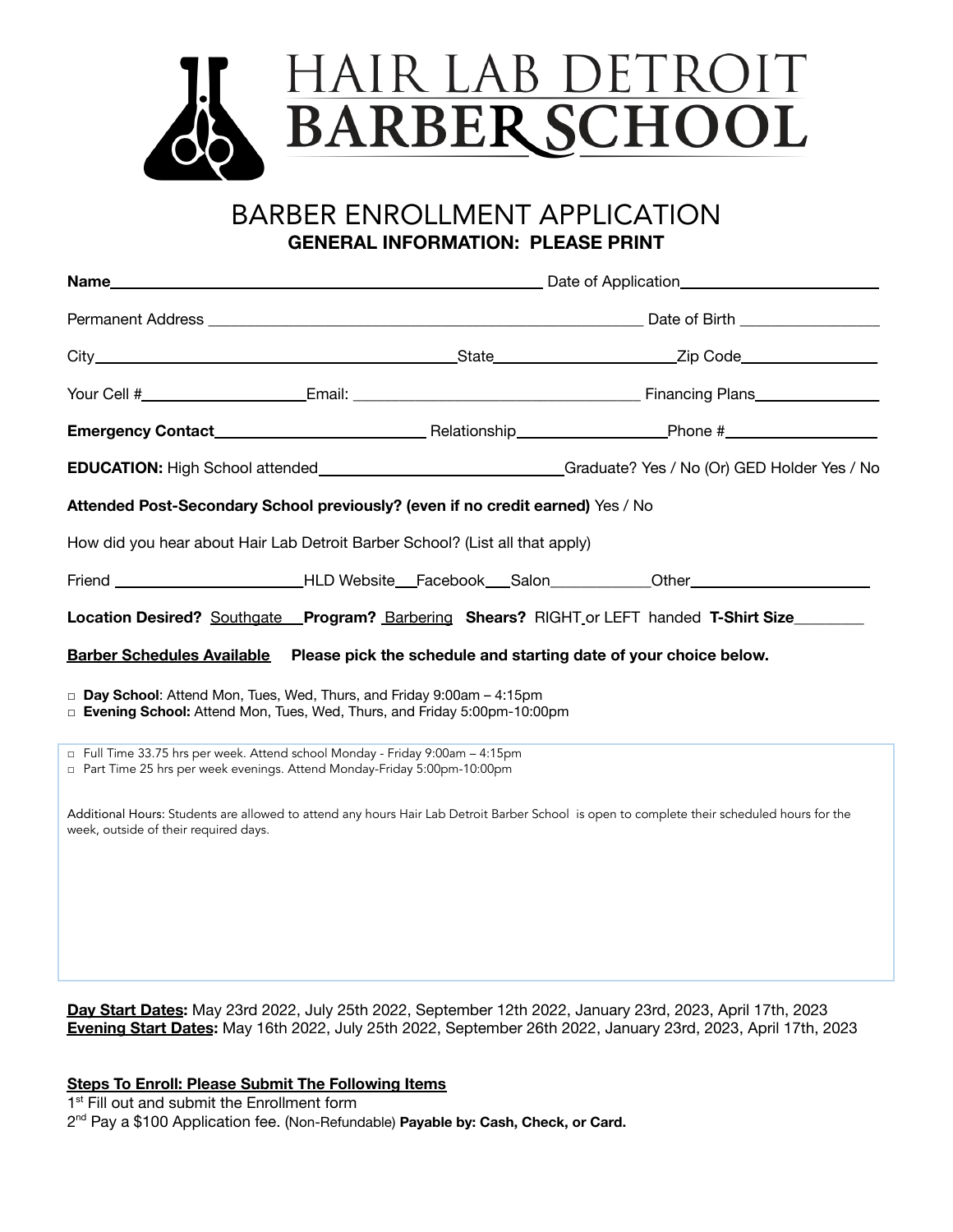# HAIR LAB DETROIT BARBER SCHOOL

## BARBER ENROLLMENT APPLICATION

**GENERAL INFORMATION: PLEASE PRINT**

**Name**\_\_\_\_\_\_\_\_\_\_\_\_\_\_\_\_\_\_\_\_\_\_\_\_\_\_\_\_\_\_\_\_\_\_\_\_\_\_\_\_\_\_\_\_ Date of Application\_\_\_\_\_\_\_\_\_\_\_\_\_\_\_\_\_\_\_\_

Permanent Address \_\_\_\_\_\_\_\_\_\_\_\_\_\_\_\_\_\_\_\_\_\_\_\_\_\_\_\_\_\_\_\_\_\_\_\_\_\_\_\_\_\_\_\_ Date of Birth \_\_\_\_\_\_\_\_\_\_\_\_\_\_\_

City\_\_\_\_\_\_\_\_\_\_\_\_\_\_\_\_\_\_\_\_\_\_\_\_\_\_\_\_\_\_\_\_\_\_\_\_State\_\_\_\_\_\_\_\_\_\_\_\_\_\_\_\_\_\_Zip Code\_\_\_\_\_\_\_\_\_\_\_\_\_\_

Your Cell #\_\_\_\_\_\_\_\_\_\_\_\_\_\_\_\_Email: \_\_\_\_\_\_\_\_\_\_\_\_\_\_\_\_\_\_\_\_\_\_\_\_\_\_\_\_\_\_ Financing Plans\_\_\_\_\_\_\_\_\_\_\_\_\_

**Emergency Contact**\_\_\_\_\_\_\_\_\_\_\_\_\_\_\_\_\_\_\_\_\_ Relationship\_\_\_\_\_\_\_\_\_\_\_\_\_\_\_Phone #\_\_\_\_\_\_\_\_\_\_\_\_\_\_\_\_

**EDUCATION:** High School attended\_\_\_\_\_\_\_\_\_\_\_\_\_\_\_\_\_\_\_\_\_\_\_\_\_\_Graduate? Yes / No (Or) GED Holder Yes / No

**Attended Post-Secondary School previously? (even if no credit earned)** Yes / No

How did you hear about Hair Lab Detroit Barber School? (List all that apply)

Friend \_\_\_\_\_\_\_\_\_\_\_\_\_\_\_\_\_\_\_\_HLD Website\_\_\_Facebook\_\_\_Salon\_\_\_\_\_\_\_\_\_\_\_Other\_\_\_\_\_\_\_\_\_\_\_\_\_\_\_\_\_\_\_

**Location Desired?** Southgate **Program?** Barbering **Shears?** RIGHT or LEFT handed **T-Shirt Size**\_\_\_\_\_\_\_\_

**Barber Schedules Available** **Please pick the schedule and starting date of your choice below.**

- □ **Day School**: Attend Mon, Tues, Wed, Thurs, and Friday 9:00am – 4:15pm
- □ **Evening School:** Attend Mon, Tues, Wed, Thurs, and Friday 5:00pm-10:00pm

- □ Full Time 33.75 hrs per week. Attend school Monday - Friday 9:00am – 4:15pm
- □ Part Time 25 hrs per week evenings. Attend Monday-Friday 5:00pm-10:00pm

Additional Hours: Students are allowed to attend any hours Hair Lab Detroit Barber School is open to complete their scheduled hours for the week, outside of their required days.

**Day Start Dates:** May 23rd 2022, July 25th 2022, September 12th 2022, January 23rd, 2023, April 17th, 2023

**Evening Start Dates:** May 16th 2022, July 25th 2022, September 26th 2022, January 23rd, 2023, April 17th, 2023

**Steps To Enroll: Please Submit The Following Items**

1st Fill out and submit the Enrollment form

2nd Pay a $100 Application fee. (Non-Refundable) **Payable by: Cash, Check, or Card.**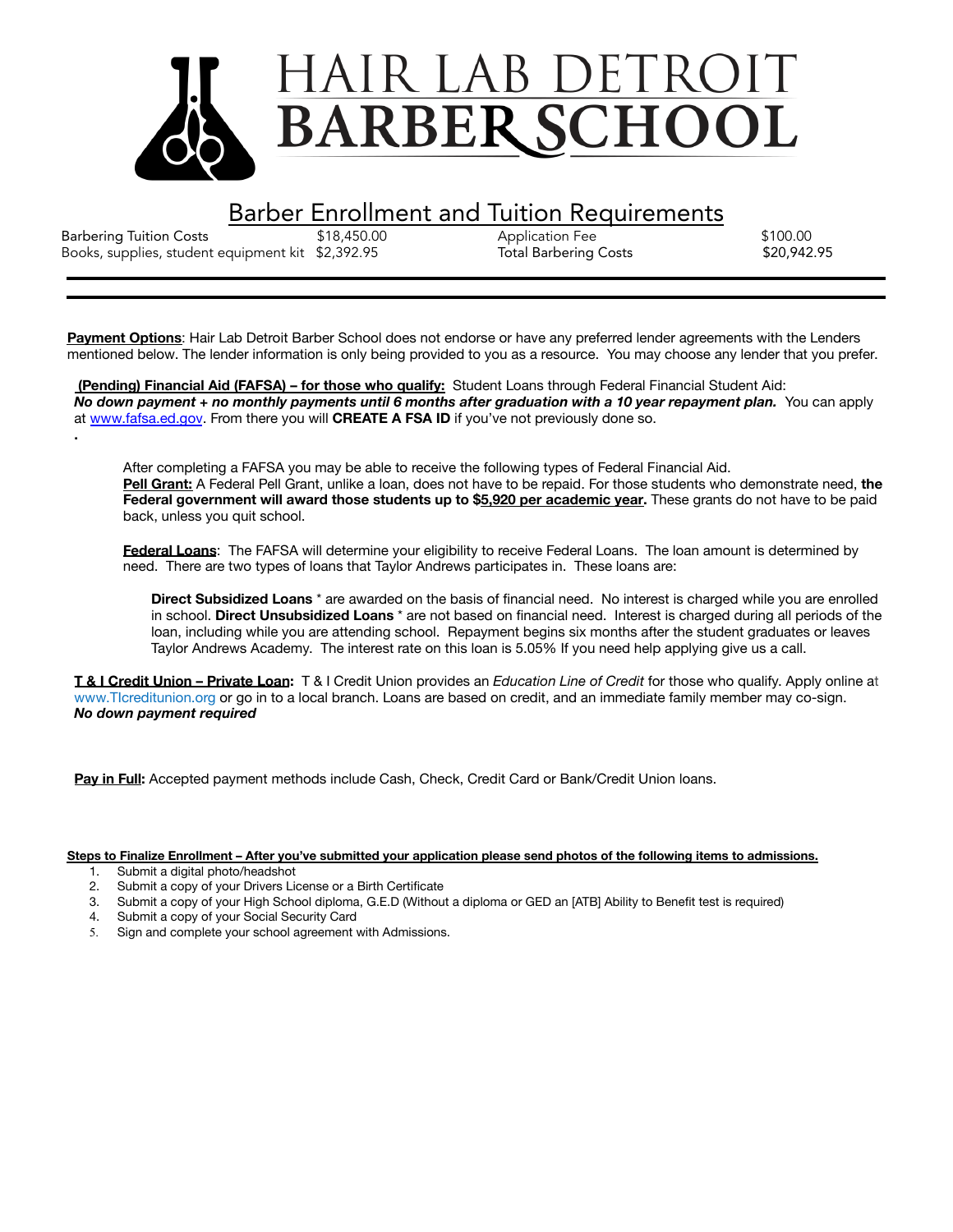# HAIR LAB DETROIT BARBER SCHOOL

## Barber Enrollment and Tuition Requirements

| | | | |
|---|---|---|---|
| Barbering Tuition Costs | $18,450.00 | Application Fee | $100.00 |
| Books, supplies, student equipment kit | $2,392.95 | Total Barbering Costs | $20,942.95 |

**Payment Options**: Hair Lab Detroit Barber School does not endorse or have any preferred lender agreements with the Lenders mentioned below. The lender information is only being provided to you as a resource. You may choose any lender that you prefer.

**(Pending) Financial Aid (FAFSA) – for those who qualify:** Student Loans through Federal Financial Student Aid: ***No down payment + no monthly payments until 6 months after graduation with a 10 year repayment plan.*** You can apply at www.fafsa.ed.gov. From there you will **CREATE A FSA ID** if you've not previously done so.

.

After completing a FAFSA you may be able to receive the following types of Federal Financial Aid.
**Pell Grant:** A Federal Pell Grant, unlike a loan, does not have to be repaid. For those students who demonstrate need, **the Federal government will award those students up to $5,920 per academic year.** These grants do not have to be paid back, unless you quit school.

**Federal Loans**: The FAFSA will determine your eligibility to receive Federal Loans. The loan amount is determined by need. There are two types of loans that Taylor Andrews participates in. These loans are:

**Direct Subsidized Loans** * are awarded on the basis of financial need. No interest is charged while you are enrolled in school. **Direct Unsubsidized Loans** * are not based on financial need. Interest is charged during all periods of the loan, including while you are attending school. Repayment begins six months after the student graduates or leaves Taylor Andrews Academy. The interest rate on this loan is 5.05% If you need help applying give us a call.

**T & I Credit Union – Private Loan:** T & I Credit Union provides an *Education Line of Credit* for those who qualify. Apply online at www.TIcreditunion.org or go in to a local branch. Loans are based on credit, and an immediate family member may co-sign.
***No down payment required***

**Pay in Full:** Accepted payment methods include Cash, Check, Credit Card or Bank/Credit Union loans.

**Steps to Finalize Enrollment – After you've submitted your application please send photos of the following items to admissions.**

1. Submit a digital photo/headshot
2. Submit a copy of your Drivers License or a Birth Certificate
3. Submit a copy of your High School diploma, G.E.D (Without a diploma or GED an [ATB] Ability to Benefit test is required)
4. Submit a copy of your Social Security Card
5. Sign and complete your school agreement with Admissions.